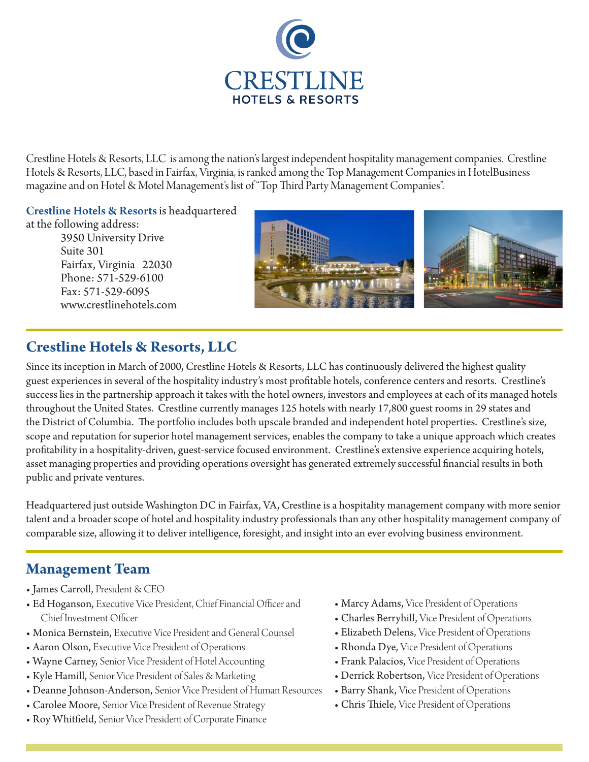# CRESTLINE
## HOTELS & RESORTS

Crestline Hotels & Resorts, LLC is among the nation's largest independent hospitality management companies. Crestline Hotels & Resorts, LLC, based in Fairfax, Virginia, is ranked among the Top Management Companies in HotelBusiness magazine and on Hotel & Motel Management's list of "Top Third Party Management Companies".

**Crestline Hotels & Resorts** is headquartered at the following address:

3950 University Drive
Suite 301
Fairfax, Virginia 22030
Phone: 571-529-6100
Fax: 571-529-6095
www.crestlinehotels.com

## Crestline Hotels & Resorts, LLC

Since its inception in March of 2000, Crestline Hotels & Resorts, LLC has continuously delivered the highest quality guest experiences in several of the hospitality industry's most profitable hotels, conference centers and resorts. Crestline's success lies in the partnership approach it takes with the hotel owners, investors and employees at each of its managed hotels throughout the United States. Crestline currently manages 125 hotels with nearly 17,800 guest rooms in 29 states and the District of Columbia. The portfolio includes both upscale branded and independent hotel properties. Crestline's size, scope and reputation for superior hotel management services, enables the company to take a unique approach which creates profitability in a hospitality-driven, guest-service focused environment. Crestline's extensive experience acquiring hotels, asset managing properties and providing operations oversight has generated extremely successful financial results in both public and private ventures.

Headquartered just outside Washington DC in Fairfax, VA, Crestline is a hospitality management company with more senior talent and a broader scope of hotel and hospitality industry professionals than any other hospitality management company of comparable size, allowing it to deliver intelligence, foresight, and insight into an ever evolving business environment.

## Management Team

- James Carroll, President & CEO
- Ed Hoganson, Executive Vice President, Chief Financial Officer and Chief Investment Officer
- Monica Bernstein, Executive Vice President and General Counsel
- Aaron Olson, Executive Vice President of Operations
- Wayne Carney, Senior Vice President of Hotel Accounting
- Kyle Hamill, Senior Vice President of Sales & Marketing
- Deanne Johnson-Anderson, Senior Vice President of Human Resources
- Carolee Moore, Senior Vice President of Revenue Strategy
- Roy Whitfield, Senior Vice President of Corporate Finance
- Marcy Adams, Vice President of Operations
- Charles Berryhill, Vice President of Operations
- Elizabeth Delens, Vice President of Operations
- Rhonda Dye, Vice President of Operations
- Frank Palacios, Vice President of Operations
- Derrick Robertson, Vice President of Operations
- Barry Shank, Vice President of Operations
- Chris Thiele, Vice President of Operations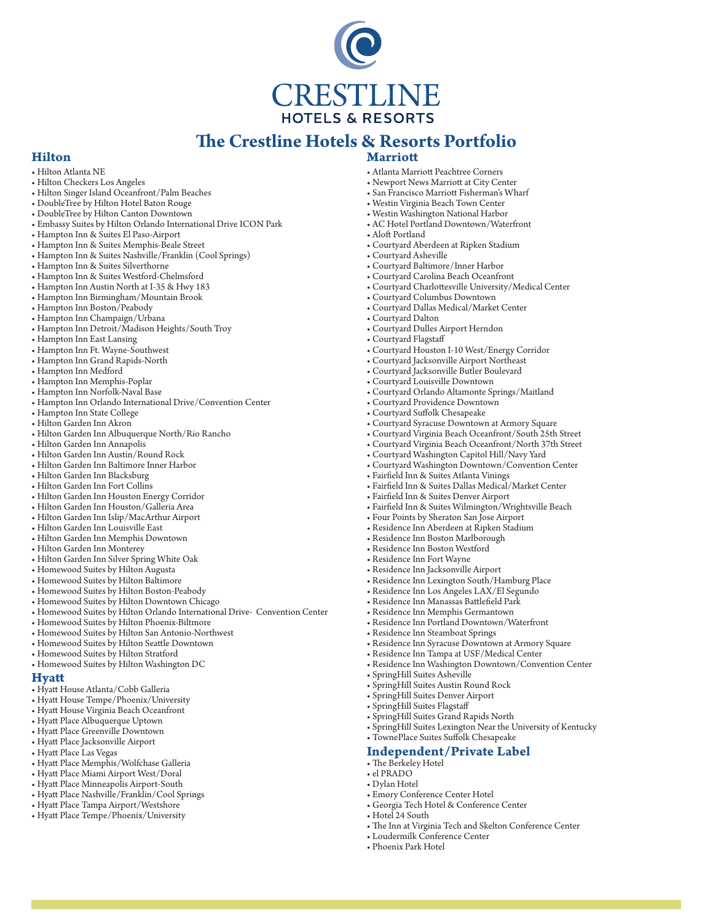# CRESTLINE
HOTELS & RESORTS

## The Crestline Hotels & Resorts Portfolio

### Hilton

- Hilton Atlanta NE
- Hilton Checkers Los Angeles
- Hilton Singer Island Oceanfront/Palm Beaches
- DoubleTree by Hilton Hotel Baton Rouge
- DoubleTree by Hilton Canton Downtown
- Embassy Suites by Hilton Orlando International Drive ICON Park
- Hampton Inn & Suites El Paso-Airport
- Hampton Inn & Suites Memphis-Beale Street
- Hampton Inn & Suites Nashville/Franklin (Cool Springs)
- Hampton Inn & Suites Silverthorne
- Hampton Inn & Suites Westford-Chelmsford
- Hampton Inn Austin North at I-35 & Hwy 183
- Hampton Inn Birmingham/Mountain Brook
- Hampton Inn Boston/Peabody
- Hampton Inn Champaign/Urbana
- Hampton Inn Detroit/Madison Heights/South Troy
- Hampton Inn East Lansing
- Hampton Inn Ft. Wayne-Southwest
- Hampton Inn Grand Rapids-North
- Hampton Inn Medford
- Hampton Inn Memphis-Poplar
- Hampton Inn Norfolk-Naval Base
- Hampton Inn Orlando International Drive/Convention Center
- Hampton Inn State College
- Hilton Garden Inn Akron
- Hilton Garden Inn Albuquerque North/Rio Rancho
- Hilton Garden Inn Annapolis
- Hilton Garden Inn Austin/Round Rock
- Hilton Garden Inn Baltimore Inner Harbor
- Hilton Garden Inn Blacksburg
- Hilton Garden Inn Fort Collins
- Hilton Garden Inn Houston Energy Corridor
- Hilton Garden Inn Houston/Galleria Area
- Hilton Garden Inn Islip/MacArthur Airport
- Hilton Garden Inn Louisville East
- Hilton Garden Inn Memphis Downtown
- Hilton Garden Inn Monterey
- Hilton Garden Inn Silver Spring White Oak
- Homewood Suites by Hilton Augusta
- Homewood Suites by Hilton Baltimore
- Homewood Suites by Hilton Boston-Peabody
- Homewood Suites by Hilton Downtown Chicago
- Homewood Suites by Hilton Orlando International Drive- Convention Center
- Homewood Suites by Hilton Phoenix-Biltmore
- Homewood Suites by Hilton San Antonio-Northwest
- Homewood Suites by Hilton Seattle Downtown
- Homewood Suites by Hilton Stratford
- Homewood Suites by Hilton Washington DC

### Hyatt

- Hyatt House Atlanta/Cobb Galleria
- Hyatt House Tempe/Phoenix/University
- Hyatt House Virginia Beach Oceanfront
- Hyatt Place Albuquerque Uptown
- Hyatt Place Greenville Downtown
- Hyatt Place Jacksonville Airport
- Hyatt Place Las Vegas
- Hyatt Place Memphis/Wolfchase Galleria
- Hyatt Place Miami Airport West/Doral
- Hyatt Place Minneapolis Airport-South
- Hyatt Place Nashville/Franklin/Cool Springs
- Hyatt Place Tampa Airport/Westshore
- Hyatt Place Tempe/Phoenix/University

### Marriott

- Atlanta Marriott Peachtree Corners
- Newport News Marriott at City Center
- San Francisco Marriott Fisherman's Wharf
- Westin Virginia Beach Town Center
- Westin Washington National Harbor
- AC Hotel Portland Downtown/Waterfront
- Aloft Portland
- Courtyard Aberdeen at Ripken Stadium
- Courtyard Asheville
- Courtyard Baltimore/Inner Harbor
- Courtyard Carolina Beach Oceanfront
- Courtyard Charlottesville University/Medical Center
- Courtyard Columbus Downtown
- Courtyard Dallas Medical/Market Center
- Courtyard Dalton
- Courtyard Dulles Airport Herndon
- Courtyard Flagstaff
- Courtyard Houston I-10 West/Energy Corridor
- Courtyard Jacksonville Airport Northeast
- Courtyard Jacksonville Butler Boulevard
- Courtyard Louisville Downtown
- Courtyard Orlando Altamonte Springs/Maitland
- Courtyard Providence Downtown
- Courtyard Suffolk Chesapeake
- Courtyard Syracuse Downtown at Armory Square
- Courtyard Virginia Beach Oceanfront/South 25th Street
- Courtyard Virginia Beach Oceanfront/North 37th Street
- Courtyard Washington Capitol Hill/Navy Yard
- Courtyard Washington Downtown/Convention Center
- Fairfield Inn & Suites Atlanta Vinings
- Fairfield Inn & Suites Dallas Medical/Market Center
- Fairfield Inn & Suites Denver Airport
- Fairfield Inn & Suites Wilmington/Wrightsville Beach
- Four Points by Sheraton San Jose Airport
- Residence Inn Aberdeen at Ripken Stadium
- Residence Inn Boston Marlborough
- Residence Inn Boston Westford
- Residence Inn Fort Wayne
- Residence Inn Jacksonville Airport
- Residence Inn Lexington South/Hamburg Place
- Residence Inn Los Angeles LAX/El Segundo
- Residence Inn Manassas Battlefield Park
- Residence Inn Memphis Germantown
- Residence Inn Portland Downtown/Waterfront
- Residence Inn Steamboat Springs
- Residence Inn Syracuse Downtown at Armory Square
- Residence Inn Tampa at USF/Medical Center
- Residence Inn Washington Downtown/Convention Center
- SpringHill Suites Asheville
- SpringHill Suites Austin Round Rock
- SpringHill Suites Denver Airport
- SpringHill Suites Flagstaff
- SpringHill Suites Grand Rapids North
- SpringHill Suites Lexington Near the University of Kentucky
- TownePlace Suites Suffolk Chesapeake

### Independent/Private Label

- The Berkeley Hotel
- el PRADO
- Dylan Hotel
- Emory Conference Center Hotel
- Georgia Tech Hotel & Conference Center
- Hotel 24 South
- The Inn at Virginia Tech and Skelton Conference Center
- Loudermilk Conference Center
- Phoenix Park Hotel